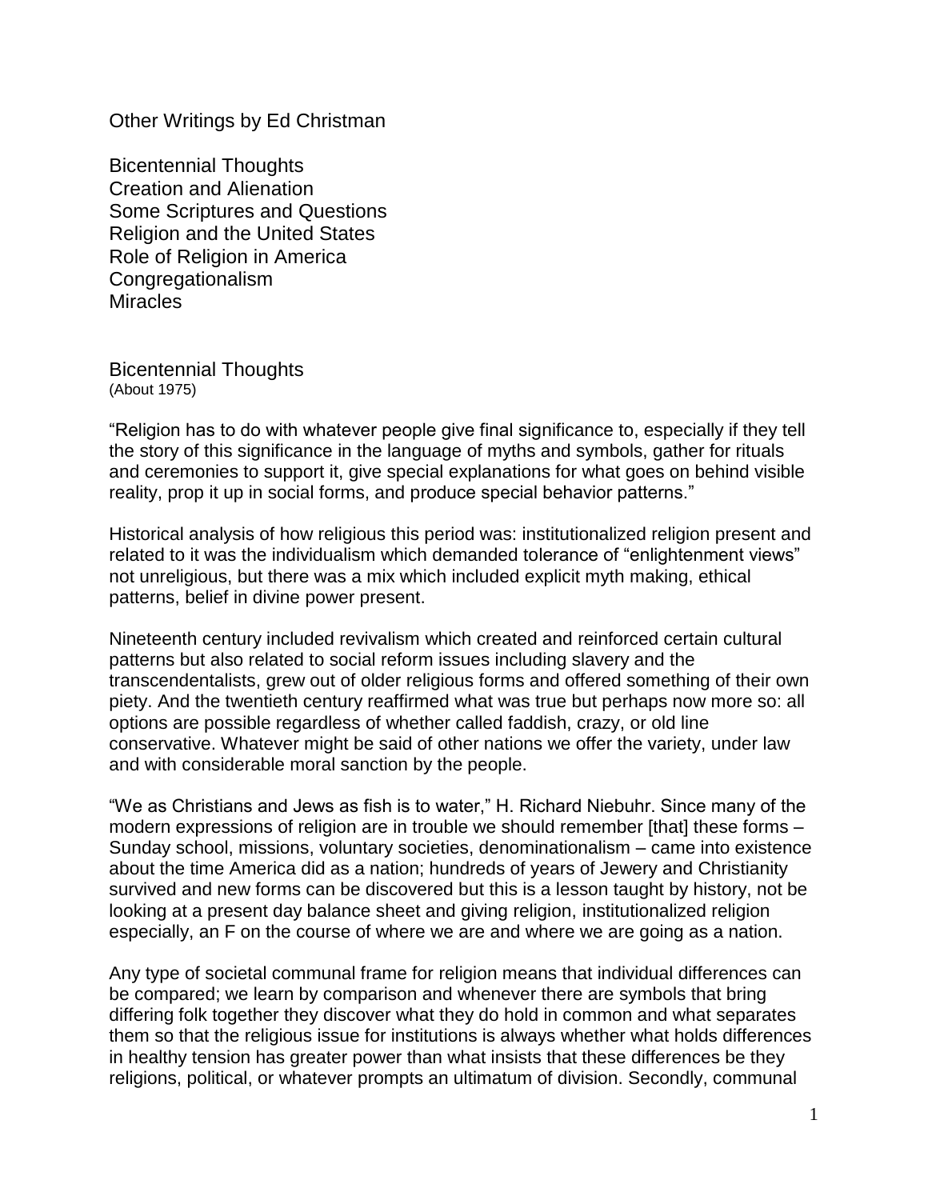# Other Writings by Ed Christman

Bicentennial Thoughts
Creation and Alienation
Some Scriptures and Questions
Religion and the United States
Role of Religion in America
Congregationalism
Miracles

## Bicentennial Thoughts

(About 1975)

"Religion has to do with whatever people give final significance to, especially if they tell the story of this significance in the language of myths and symbols, gather for rituals and ceremonies to support it, give special explanations for what goes on behind visible reality, prop it up in social forms, and produce special behavior patterns."

Historical analysis of how religious this period was: institutionalized religion present and related to it was the individualism which demanded tolerance of "enlightenment views" not unreligious, but there was a mix which included explicit myth making, ethical patterns, belief in divine power present.

Nineteenth century included revivalism which created and reinforced certain cultural patterns but also related to social reform issues including slavery and the transcendentalists, grew out of older religious forms and offered something of their own piety. And the twentieth century reaffirmed what was true but perhaps now more so: all options are possible regardless of whether called faddish, crazy, or old line conservative. Whatever might be said of other nations we offer the variety, under law and with considerable moral sanction by the people.

"We as Christians and Jews as fish is to water," H. Richard Niebuhr. Since many of the modern expressions of religion are in trouble we should remember [that] these forms – Sunday school, missions, voluntary societies, denominationalism – came into existence about the time America did as a nation; hundreds of years of Jewery and Christianity survived and new forms can be discovered but this is a lesson taught by history, not be looking at a present day balance sheet and giving religion, institutionalized religion especially, an F on the course of where we are and where we are going as a nation.

Any type of societal communal frame for religion means that individual differences can be compared; we learn by comparison and whenever there are symbols that bring differing folk together they discover what they do hold in common and what separates them so that the religious issue for institutions is always whether what holds differences in healthy tension has greater power than what insists that these differences be they religions, political, or whatever prompts an ultimatum of division. Secondly, communal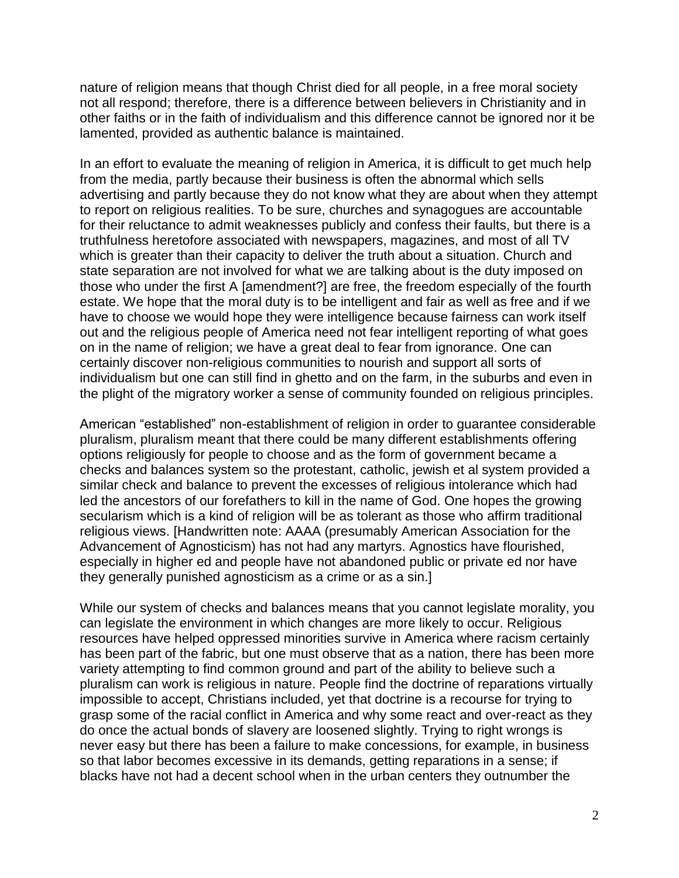nature of religion means that though Christ died for all people, in a free moral society not all respond; therefore, there is a difference between believers in Christianity and in other faiths or in the faith of individualism and this difference cannot be ignored nor it be lamented, provided as authentic balance is maintained.

In an effort to evaluate the meaning of religion in America, it is difficult to get much help from the media, partly because their business is often the abnormal which sells advertising and partly because they do not know what they are about when they attempt to report on religious realities. To be sure, churches and synagogues are accountable for their reluctance to admit weaknesses publicly and confess their faults, but there is a truthfulness heretofore associated with newspapers, magazines, and most of all TV which is greater than their capacity to deliver the truth about a situation. Church and state separation are not involved for what we are talking about is the duty imposed on those who under the first A [amendment?] are free, the freedom especially of the fourth estate. We hope that the moral duty is to be intelligent and fair as well as free and if we have to choose we would hope they were intelligence because fairness can work itself out and the religious people of America need not fear intelligent reporting of what goes on in the name of religion; we have a great deal to fear from ignorance. One can certainly discover non-religious communities to nourish and support all sorts of individualism but one can still find in ghetto and on the farm, in the suburbs and even in the plight of the migratory worker a sense of community founded on religious principles.

American "established" non-establishment of religion in order to guarantee considerable pluralism, pluralism meant that there could be many different establishments offering options religiously for people to choose and as the form of government became a checks and balances system so the protestant, catholic, jewish et al system provided a similar check and balance to prevent the excesses of religious intolerance which had led the ancestors of our forefathers to kill in the name of God. One hopes the growing secularism which is a kind of religion will be as tolerant as those who affirm traditional religious views. [Handwritten note: AAAA (presumably American Association for the Advancement of Agnosticism) has not had any martyrs. Agnostics have flourished, especially in higher ed and people have not abandoned public or private ed nor have they generally punished agnosticism as a crime or as a sin.]

While our system of checks and balances means that you cannot legislate morality, you can legislate the environment in which changes are more likely to occur. Religious resources have helped oppressed minorities survive in America where racism certainly has been part of the fabric, but one must observe that as a nation, there has been more variety attempting to find common ground and part of the ability to believe such a pluralism can work is religious in nature. People find the doctrine of reparations virtually impossible to accept, Christians included, yet that doctrine is a recourse for trying to grasp some of the racial conflict in America and why some react and over-react as they do once the actual bonds of slavery are loosened slightly. Trying to right wrongs is never easy but there has been a failure to make concessions, for example, in business so that labor becomes excessive in its demands, getting reparations in a sense; if blacks have not had a decent school when in the urban centers they outnumber the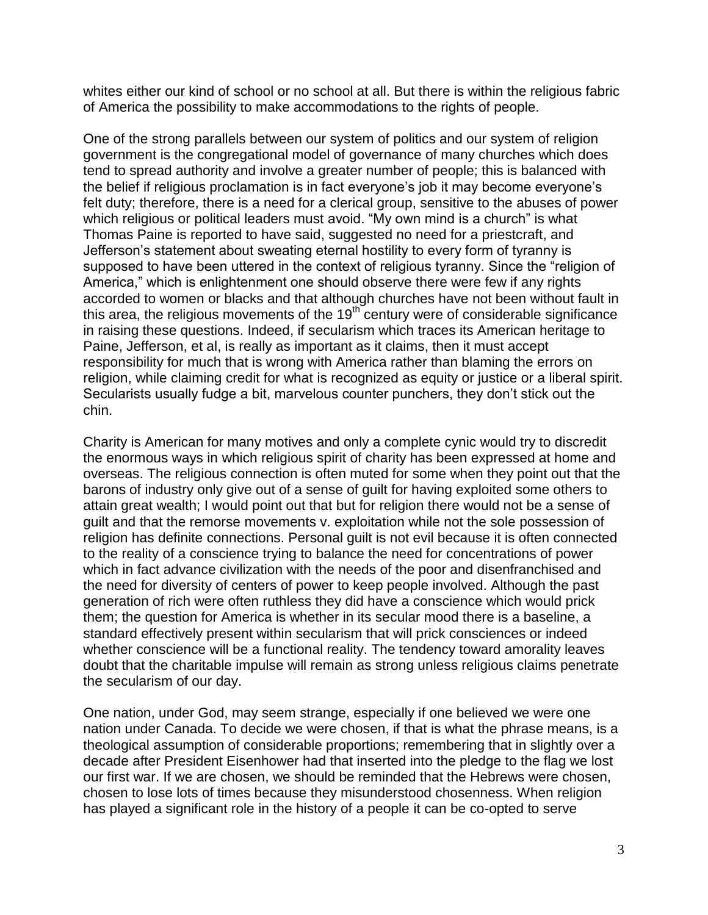whites either our kind of school or no school at all. But there is within the religious fabric of America the possibility to make accommodations to the rights of people.

One of the strong parallels between our system of politics and our system of religion government is the congregational model of governance of many churches which does tend to spread authority and involve a greater number of people; this is balanced with the belief if religious proclamation is in fact everyone's job it may become everyone's felt duty; therefore, there is a need for a clerical group, sensitive to the abuses of power which religious or political leaders must avoid. "My own mind is a church" is what Thomas Paine is reported to have said, suggested no need for a priestcraft, and Jefferson's statement about sweating eternal hostility to every form of tyranny is supposed to have been uttered in the context of religious tyranny. Since the "religion of America," which is enlightenment one should observe there were few if any rights accorded to women or blacks and that although churches have not been without fault in this area, the religious movements of the 19th century were of considerable significance in raising these questions. Indeed, if secularism which traces its American heritage to Paine, Jefferson, et al, is really as important as it claims, then it must accept responsibility for much that is wrong with America rather than blaming the errors on religion, while claiming credit for what is recognized as equity or justice or a liberal spirit. Secularists usually fudge a bit, marvelous counter punchers, they don't stick out the chin.

Charity is American for many motives and only a complete cynic would try to discredit the enormous ways in which religious spirit of charity has been expressed at home and overseas. The religious connection is often muted for some when they point out that the barons of industry only give out of a sense of guilt for having exploited some others to attain great wealth; I would point out that but for religion there would not be a sense of guilt and that the remorse movements v. exploitation while not the sole possession of religion has definite connections. Personal guilt is not evil because it is often connected to the reality of a conscience trying to balance the need for concentrations of power which in fact advance civilization with the needs of the poor and disenfranchised and the need for diversity of centers of power to keep people involved. Although the past generation of rich were often ruthless they did have a conscience which would prick them; the question for America is whether in its secular mood there is a baseline, a standard effectively present within secularism that will prick consciences or indeed whether conscience will be a functional reality. The tendency toward amorality leaves doubt that the charitable impulse will remain as strong unless religious claims penetrate the secularism of our day.

One nation, under God, may seem strange, especially if one believed we were one nation under Canada. To decide we were chosen, if that is what the phrase means, is a theological assumption of considerable proportions; remembering that in slightly over a decade after President Eisenhower had that inserted into the pledge to the flag we lost our first war. If we are chosen, we should be reminded that the Hebrews were chosen, chosen to lose lots of times because they misunderstood chosenness. When religion has played a significant role in the history of a people it can be co-opted to serve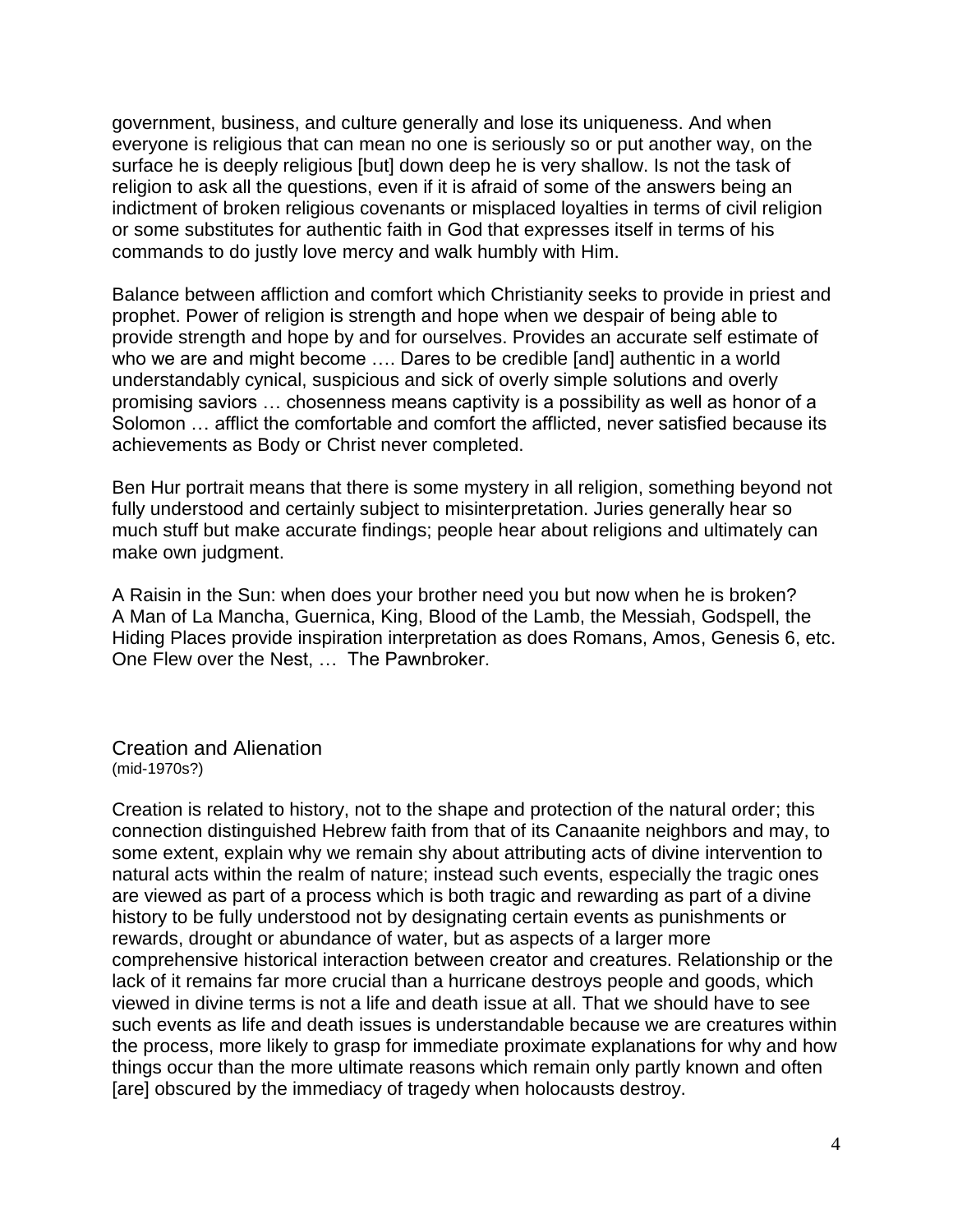government, business, and culture generally and lose its uniqueness. And when everyone is religious that can mean no one is seriously so or put another way, on the surface he is deeply religious [but] down deep he is very shallow. Is not the task of religion to ask all the questions, even if it is afraid of some of the answers being an indictment of broken religious covenants or misplaced loyalties in terms of civil religion or some substitutes for authentic faith in God that expresses itself in terms of his commands to do justly love mercy and walk humbly with Him.

Balance between affliction and comfort which Christianity seeks to provide in priest and prophet. Power of religion is strength and hope when we despair of being able to provide strength and hope by and for ourselves. Provides an accurate self estimate of who we are and might become …. Dares to be credible [and] authentic in a world understandably cynical, suspicious and sick of overly simple solutions and overly promising saviors … chosenness means captivity is a possibility as well as honor of a Solomon … afflict the comfortable and comfort the afflicted, never satisfied because its achievements as Body or Christ never completed.

Ben Hur portrait means that there is some mystery in all religion, something beyond not fully understood and certainly subject to misinterpretation. Juries generally hear so much stuff but make accurate findings; people hear about religions and ultimately can make own judgment.

A Raisin in the Sun: when does your brother need you but now when he is broken?
A Man of La Mancha, Guernica, King, Blood of the Lamb, the Messiah, Godspell, the Hiding Places provide inspiration interpretation as does Romans, Amos, Genesis 6, etc. One Flew over the Nest, … The Pawnbroker.

## Creation and Alienation
(mid-1970s?)

Creation is related to history, not to the shape and protection of the natural order; this connection distinguished Hebrew faith from that of its Canaanite neighbors and may, to some extent, explain why we remain shy about attributing acts of divine intervention to natural acts within the realm of nature; instead such events, especially the tragic ones are viewed as part of a process which is both tragic and rewarding as part of a divine history to be fully understood not by designating certain events as punishments or rewards, drought or abundance of water, but as aspects of a larger more comprehensive historical interaction between creator and creatures. Relationship or the lack of it remains far more crucial than a hurricane destroys people and goods, which viewed in divine terms is not a life and death issue at all. That we should have to see such events as life and death issues is understandable because we are creatures within the process, more likely to grasp for immediate proximate explanations for why and how things occur than the more ultimate reasons which remain only partly known and often [are] obscured by the immediacy of tragedy when holocausts destroy.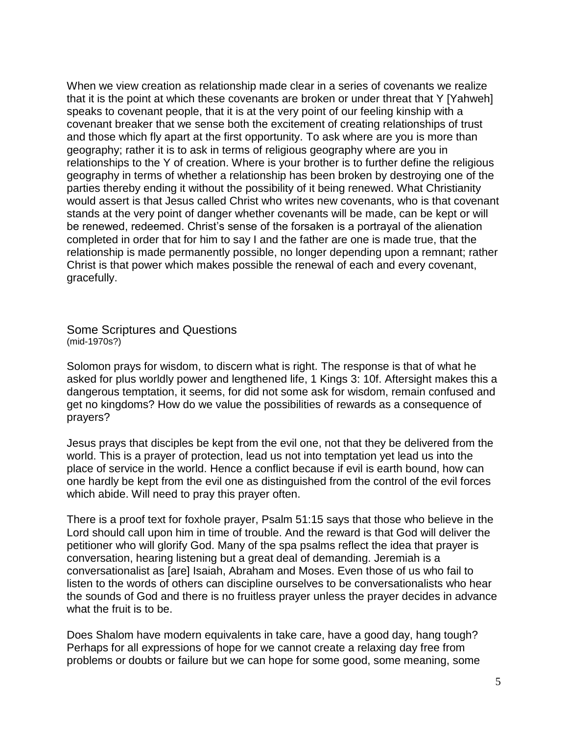When we view creation as relationship made clear in a series of covenants we realize that it is the point at which these covenants are broken or under threat that Y [Yahweh] speaks to covenant people, that it is at the very point of our feeling kinship with a covenant breaker that we sense both the excitement of creating relationships of trust and those which fly apart at the first opportunity. To ask where are you is more than geography; rather it is to ask in terms of religious geography where are you in relationships to the Y of creation. Where is your brother is to further define the religious geography in terms of whether a relationship has been broken by destroying one of the parties thereby ending it without the possibility of it being renewed. What Christianity would assert is that Jesus called Christ who writes new covenants, who is that covenant stands at the very point of danger whether covenants will be made, can be kept or will be renewed, redeemed. Christ's sense of the forsaken is a portrayal of the alienation completed in order that for him to say I and the father are one is made true, that the relationship is made permanently possible, no longer depending upon a remnant; rather Christ is that power which makes possible the renewal of each and every covenant, gracefully.

## Some Scriptures and Questions

(mid-1970s?)

Solomon prays for wisdom, to discern what is right. The response is that of what he asked for plus worldly power and lengthened life, 1 Kings 3: 10f. Aftersight makes this a dangerous temptation, it seems, for did not some ask for wisdom, remain confused and get no kingdoms? How do we value the possibilities of rewards as a consequence of prayers?

Jesus prays that disciples be kept from the evil one, not that they be delivered from the world. This is a prayer of protection, lead us not into temptation yet lead us into the place of service in the world. Hence a conflict because if evil is earth bound, how can one hardly be kept from the evil one as distinguished from the control of the evil forces which abide. Will need to pray this prayer often.

There is a proof text for foxhole prayer, Psalm 51:15 says that those who believe in the Lord should call upon him in time of trouble. And the reward is that God will deliver the petitioner who will glorify God. Many of the spa psalms reflect the idea that prayer is conversation, hearing listening but a great deal of demanding. Jeremiah is a conversationalist as [are] Isaiah, Abraham and Moses. Even those of us who fail to listen to the words of others can discipline ourselves to be conversationalists who hear the sounds of God and there is no fruitless prayer unless the prayer decides in advance what the fruit is to be.

Does Shalom have modern equivalents in take care, have a good day, hang tough? Perhaps for all expressions of hope for we cannot create a relaxing day free from problems or doubts or failure but we can hope for some good, some meaning, some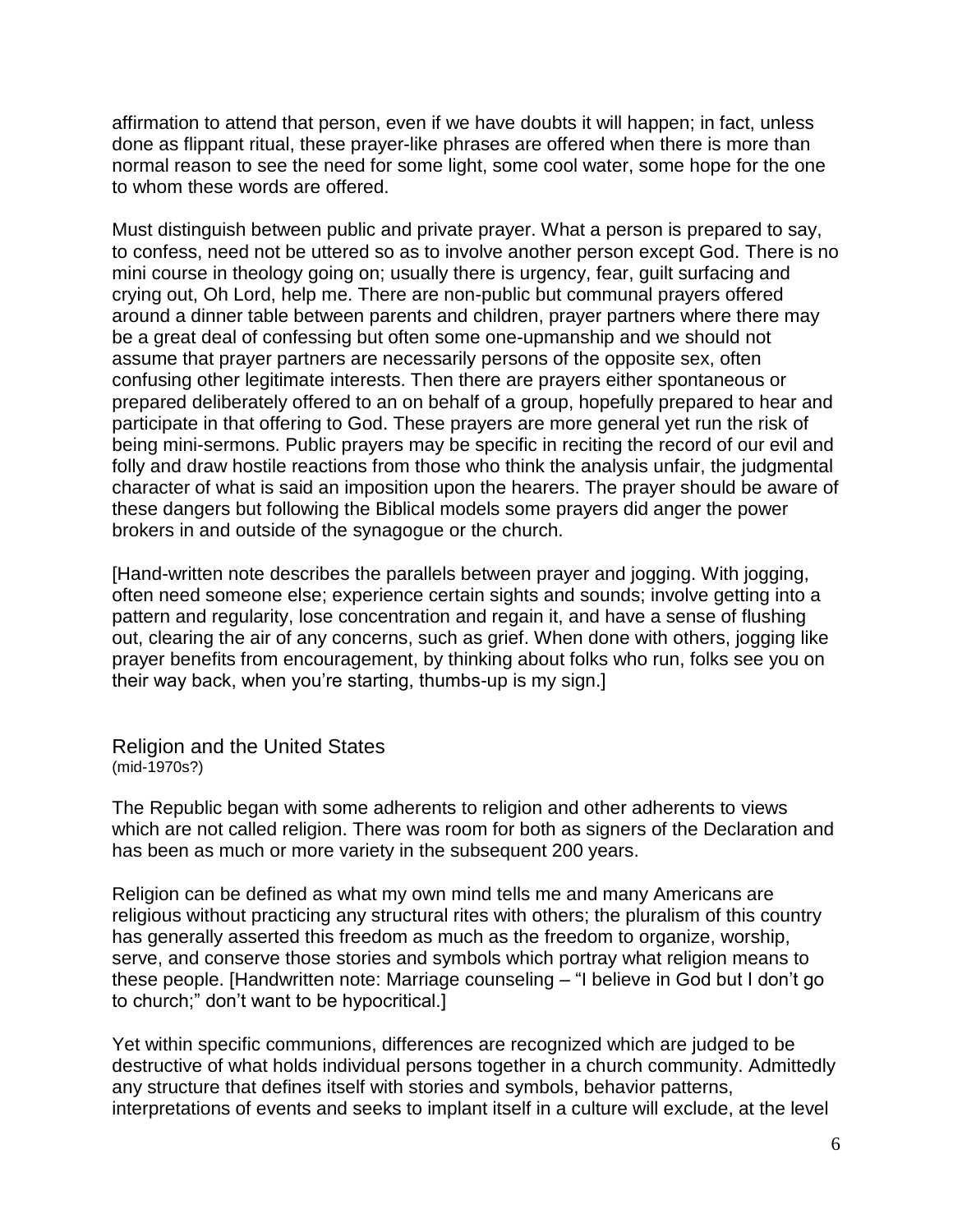affirmation to attend that person, even if we have doubts it will happen; in fact, unless done as flippant ritual, these prayer-like phrases are offered when there is more than normal reason to see the need for some light, some cool water, some hope for the one to whom these words are offered.

Must distinguish between public and private prayer. What a person is prepared to say, to confess, need not be uttered so as to involve another person except God. There is no mini course in theology going on; usually there is urgency, fear, guilt surfacing and crying out, Oh Lord, help me. There are non-public but communal prayers offered around a dinner table between parents and children, prayer partners where there may be a great deal of confessing but often some one-upmanship and we should not assume that prayer partners are necessarily persons of the opposite sex, often confusing other legitimate interests. Then there are prayers either spontaneous or prepared deliberately offered to an on behalf of a group, hopefully prepared to hear and participate in that offering to God. These prayers are more general yet run the risk of being mini-sermons. Public prayers may be specific in reciting the record of our evil and folly and draw hostile reactions from those who think the analysis unfair, the judgmental character of what is said an imposition upon the hearers. The prayer should be aware of these dangers but following the Biblical models some prayers did anger the power brokers in and outside of the synagogue or the church.

[Hand-written note describes the parallels between prayer and jogging. With jogging, often need someone else; experience certain sights and sounds; involve getting into a pattern and regularity, lose concentration and regain it, and have a sense of flushing out, clearing the air of any concerns, such as grief. When done with others, jogging like prayer benefits from encouragement, by thinking about folks who run, folks see you on their way back, when you're starting, thumbs-up is my sign.]

## Religion and the United States

(mid-1970s?)

The Republic began with some adherents to religion and other adherents to views which are not called religion. There was room for both as signers of the Declaration and has been as much or more variety in the subsequent 200 years.

Religion can be defined as what my own mind tells me and many Americans are religious without practicing any structural rites with others; the pluralism of this country has generally asserted this freedom as much as the freedom to organize, worship, serve, and conserve those stories and symbols which portray what religion means to these people. [Handwritten note: Marriage counseling – "I believe in God but I don't go to church;" don't want to be hypocritical.]

Yet within specific communions, differences are recognized which are judged to be destructive of what holds individual persons together in a church community. Admittedly any structure that defines itself with stories and symbols, behavior patterns, interpretations of events and seeks to implant itself in a culture will exclude, at the level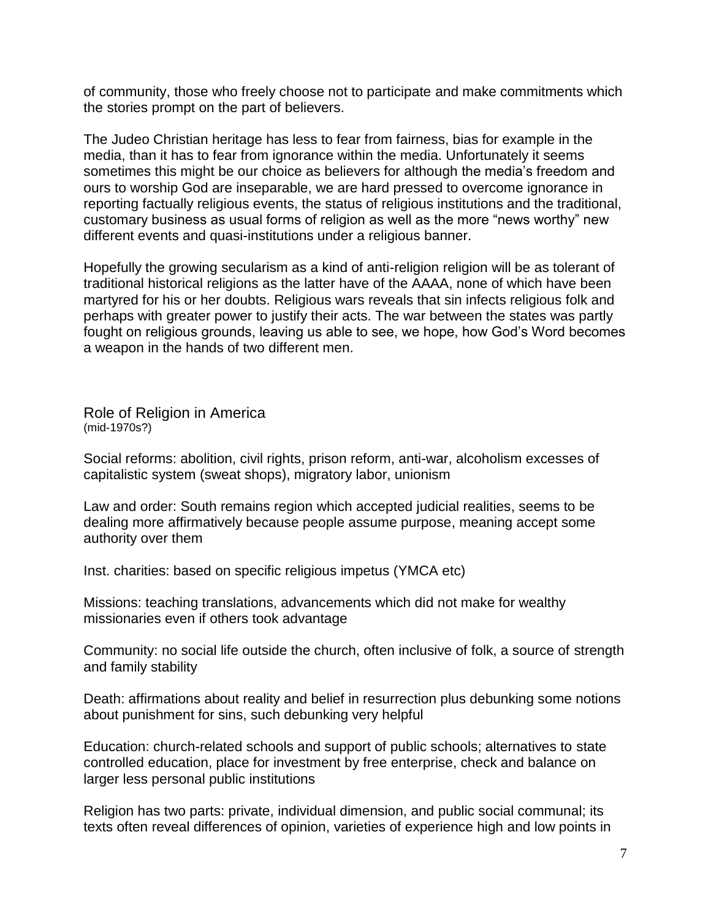of community, those who freely choose not to participate and make commitments which the stories prompt on the part of believers.

The Judeo Christian heritage has less to fear from fairness, bias for example in the media, than it has to fear from ignorance within the media. Unfortunately it seems sometimes this might be our choice as believers for although the media's freedom and ours to worship God are inseparable, we are hard pressed to overcome ignorance in reporting factually religious events, the status of religious institutions and the traditional, customary business as usual forms of religion as well as the more "news worthy" new different events and quasi-institutions under a religious banner.

Hopefully the growing secularism as a kind of anti-religion religion will be as tolerant of traditional historical religions as the latter have of the AAAA, none of which have been martyred for his or her doubts. Religious wars reveals that sin infects religious folk and perhaps with greater power to justify their acts. The war between the states was partly fought on religious grounds, leaving us able to see, we hope, how God's Word becomes a weapon in the hands of two different men.

## Role of Religion in America

(mid-1970s?)

Social reforms: abolition, civil rights, prison reform, anti-war, alcoholism excesses of capitalistic system (sweat shops), migratory labor, unionism

Law and order: South remains region which accepted judicial realities, seems to be dealing more affirmatively because people assume purpose, meaning accept some authority over them

Inst. charities: based on specific religious impetus (YMCA etc)

Missions: teaching translations, advancements which did not make for wealthy missionaries even if others took advantage

Community: no social life outside the church, often inclusive of folk, a source of strength and family stability

Death: affirmations about reality and belief in resurrection plus debunking some notions about punishment for sins, such debunking very helpful

Education: church-related schools and support of public schools; alternatives to state controlled education, place for investment by free enterprise, check and balance on larger less personal public institutions

Religion has two parts: private, individual dimension, and public social communal; its texts often reveal differences of opinion, varieties of experience high and low points in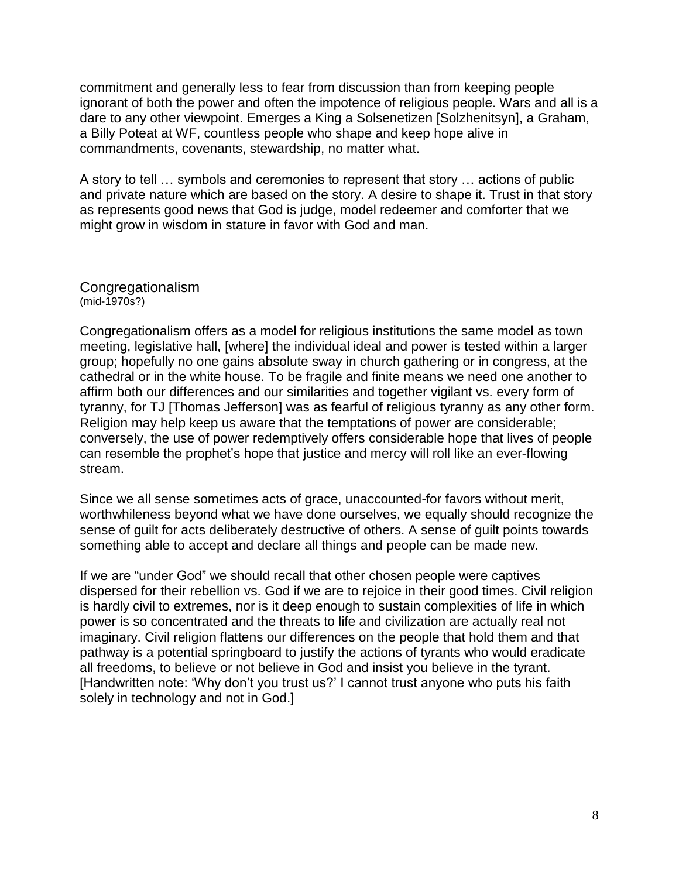commitment and generally less to fear from discussion than from keeping people ignorant of both the power and often the impotence of religious people. Wars and all is a dare to any other viewpoint. Emerges a King a Solsenetizen [Solzhenitsyn], a Graham, a Billy Poteat at WF, countless people who shape and keep hope alive in commandments, covenants, stewardship, no matter what.

A story to tell … symbols and ceremonies to represent that story … actions of public and private nature which are based on the story. A desire to shape it. Trust in that story as represents good news that God is judge, model redeemer and comforter that we might grow in wisdom in stature in favor with God and man.

## Congregationalism
(mid-1970s?)

Congregationalism offers as a model for religious institutions the same model as town meeting, legislative hall, [where] the individual ideal and power is tested within a larger group; hopefully no one gains absolute sway in church gathering or in congress, at the cathedral or in the white house. To be fragile and finite means we need one another to affirm both our differences and our similarities and together vigilant vs. every form of tyranny, for TJ [Thomas Jefferson] was as fearful of religious tyranny as any other form. Religion may help keep us aware that the temptations of power are considerable; conversely, the use of power redemptively offers considerable hope that lives of people can resemble the prophet's hope that justice and mercy will roll like an ever-flowing stream.

Since we all sense sometimes acts of grace, unaccounted-for favors without merit, worthwhileness beyond what we have done ourselves, we equally should recognize the sense of guilt for acts deliberately destructive of others. A sense of guilt points towards something able to accept and declare all things and people can be made new.

If we are "under God" we should recall that other chosen people were captives dispersed for their rebellion vs. God if we are to rejoice in their good times. Civil religion is hardly civil to extremes, nor is it deep enough to sustain complexities of life in which power is so concentrated and the threats to life and civilization are actually real not imaginary. Civil religion flattens our differences on the people that hold them and that pathway is a potential springboard to justify the actions of tyrants who would eradicate all freedoms, to believe or not believe in God and insist you believe in the tyrant. [Handwritten note: 'Why don't you trust us?' I cannot trust anyone who puts his faith solely in technology and not in God.]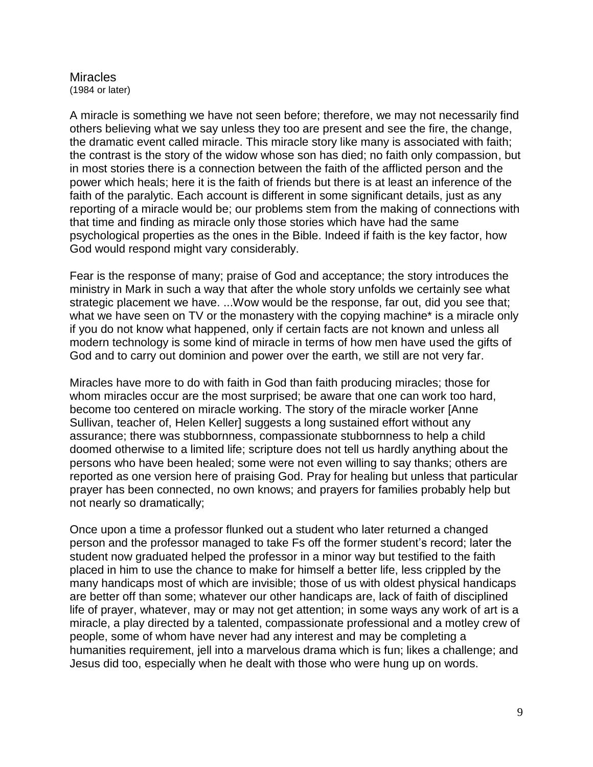# Miracles
(1984 or later)

A miracle is something we have not seen before; therefore, we may not necessarily find others believing what we say unless they too are present and see the fire, the change, the dramatic event called miracle. This miracle story like many is associated with faith; the contrast is the story of the widow whose son has died; no faith only compassion, but in most stories there is a connection between the faith of the afflicted person and the power which heals; here it is the faith of friends but there is at least an inference of the faith of the paralytic. Each account is different in some significant details, just as any reporting of a miracle would be; our problems stem from the making of connections with that time and finding as miracle only those stories which have had the same psychological properties as the ones in the Bible. Indeed if faith is the key factor, how God would respond might vary considerably.

Fear is the response of many; praise of God and acceptance; the story introduces the ministry in Mark in such a way that after the whole story unfolds we certainly see what strategic placement we have. ...Wow would be the response, far out, did you see that; what we have seen on TV or the monastery with the copying machine* is a miracle only if you do not know what happened, only if certain facts are not known and unless all modern technology is some kind of miracle in terms of how men have used the gifts of God and to carry out dominion and power over the earth, we still are not very far.

Miracles have more to do with faith in God than faith producing miracles; those for whom miracles occur are the most surprised; be aware that one can work too hard, become too centered on miracle working. The story of the miracle worker [Anne Sullivan, teacher of, Helen Keller] suggests a long sustained effort without any assurance; there was stubbornness, compassionate stubbornness to help a child doomed otherwise to a limited life; scripture does not tell us hardly anything about the persons who have been healed; some were not even willing to say thanks; others are reported as one version here of praising God. Pray for healing but unless that particular prayer has been connected, no own knows; and prayers for families probably help but not nearly so dramatically;

Once upon a time a professor flunked out a student who later returned a changed person and the professor managed to take Fs off the former student's record; later the student now graduated helped the professor in a minor way but testified to the faith placed in him to use the chance to make for himself a better life, less crippled by the many handicaps most of which are invisible; those of us with oldest physical handicaps are better off than some; whatever our other handicaps are, lack of faith of disciplined life of prayer, whatever, may or may not get attention; in some ways any work of art is a miracle, a play directed by a talented, compassionate professional and a motley crew of people, some of whom have never had any interest and may be completing a humanities requirement, jell into a marvelous drama which is fun; likes a challenge; and Jesus did too, especially when he dealt with those who were hung up on words.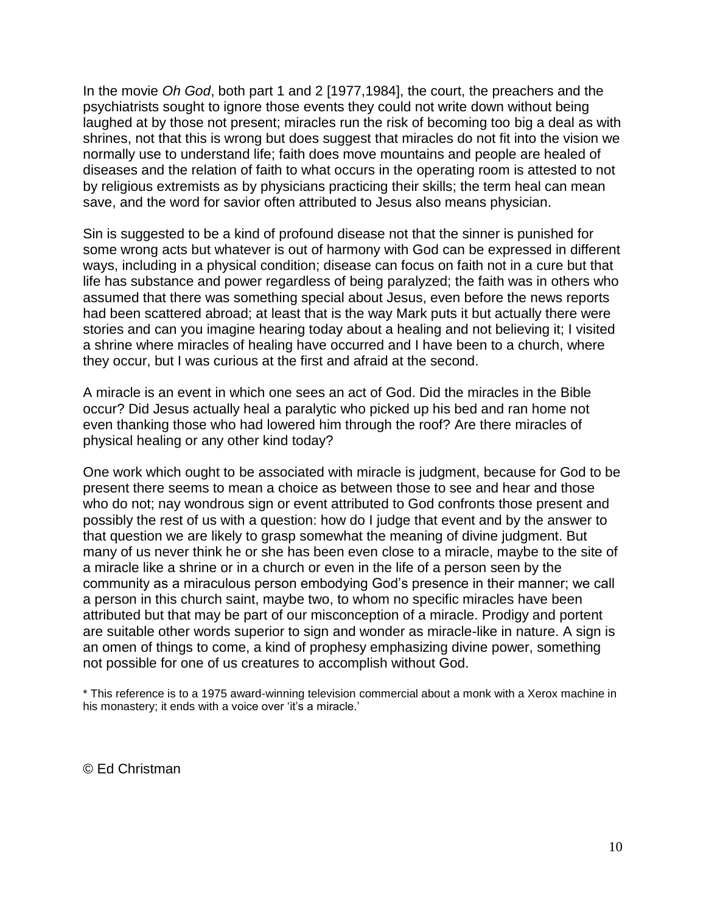In the movie *Oh God*, both part 1 and 2 [1977,1984], the court, the preachers and the psychiatrists sought to ignore those events they could not write down without being laughed at by those not present; miracles run the risk of becoming too big a deal as with shrines, not that this is wrong but does suggest that miracles do not fit into the vision we normally use to understand life; faith does move mountains and people are healed of diseases and the relation of faith to what occurs in the operating room is attested to not by religious extremists as by physicians practicing their skills; the term heal can mean save, and the word for savior often attributed to Jesus also means physician.

Sin is suggested to be a kind of profound disease not that the sinner is punished for some wrong acts but whatever is out of harmony with God can be expressed in different ways, including in a physical condition; disease can focus on faith not in a cure but that life has substance and power regardless of being paralyzed; the faith was in others who assumed that there was something special about Jesus, even before the news reports had been scattered abroad; at least that is the way Mark puts it but actually there were stories and can you imagine hearing today about a healing and not believing it; I visited a shrine where miracles of healing have occurred and I have been to a church, where they occur, but I was curious at the first and afraid at the second.

A miracle is an event in which one sees an act of God. Did the miracles in the Bible occur? Did Jesus actually heal a paralytic who picked up his bed and ran home not even thanking those who had lowered him through the roof? Are there miracles of physical healing or any other kind today?

One work which ought to be associated with miracle is judgment, because for God to be present there seems to mean a choice as between those to see and hear and those who do not; nay wondrous sign or event attributed to God confronts those present and possibly the rest of us with a question: how do I judge that event and by the answer to that question we are likely to grasp somewhat the meaning of divine judgment. But many of us never think he or she has been even close to a miracle, maybe to the site of a miracle like a shrine or in a church or even in the life of a person seen by the community as a miraculous person embodying God's presence in their manner; we call a person in this church saint, maybe two, to whom no specific miracles have been attributed but that may be part of our misconception of a miracle. Prodigy and portent are suitable other words superior to sign and wonder as miracle-like in nature. A sign is an omen of things to come, a kind of prophesy emphasizing divine power, something not possible for one of us creatures to accomplish without God.

* This reference is to a 1975 award-winning television commercial about a monk with a Xerox machine in his monastery; it ends with a voice over 'it's a miracle.'

© Ed Christman